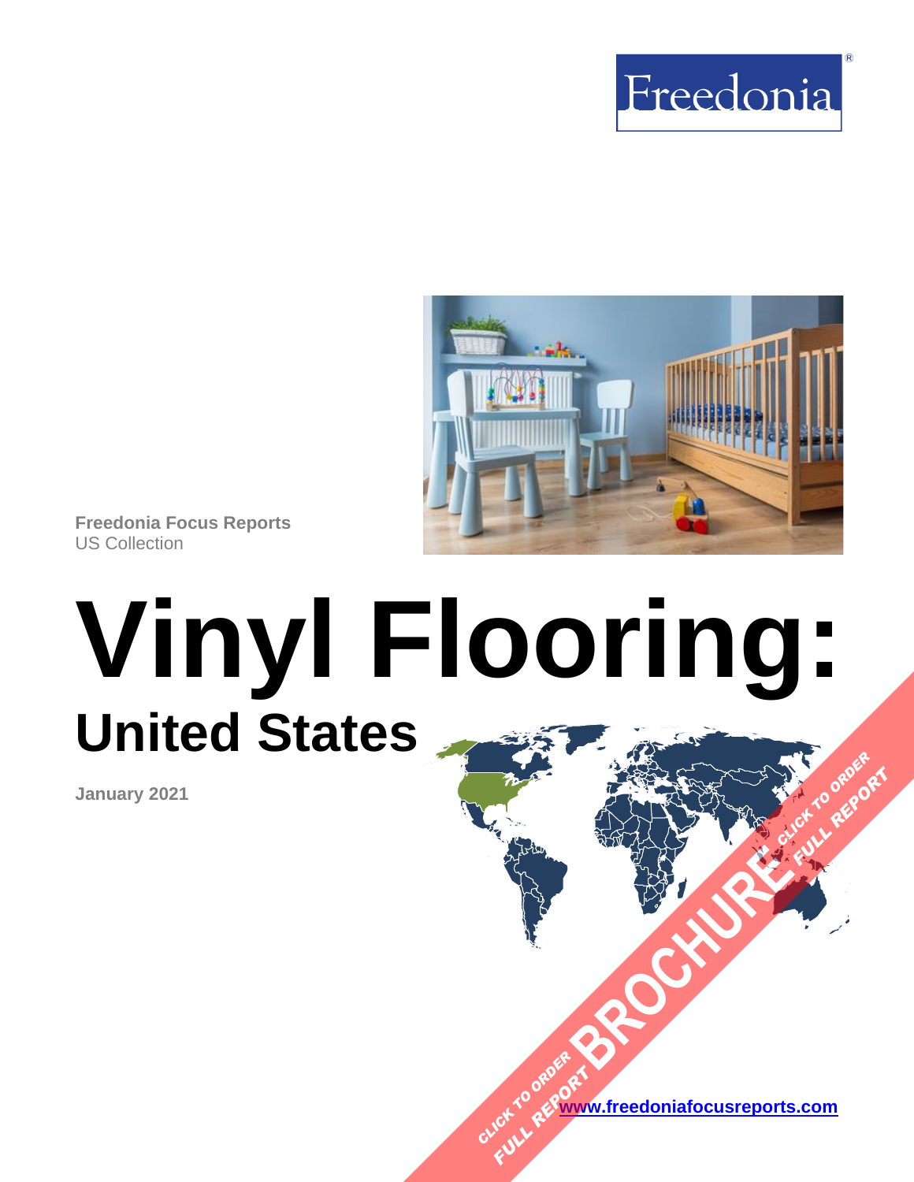Freedonia®

**Freedonia Focus Reports**
US Collection

# Vinyl Flooring:
## United States

**January 2021**

CLICK TO ORDER FULL REPORT BROCHURE CLICK TO ORDER FULL REPORT

[www.freedoniafocusreports.com](http://www.freedoniafocusreports.com)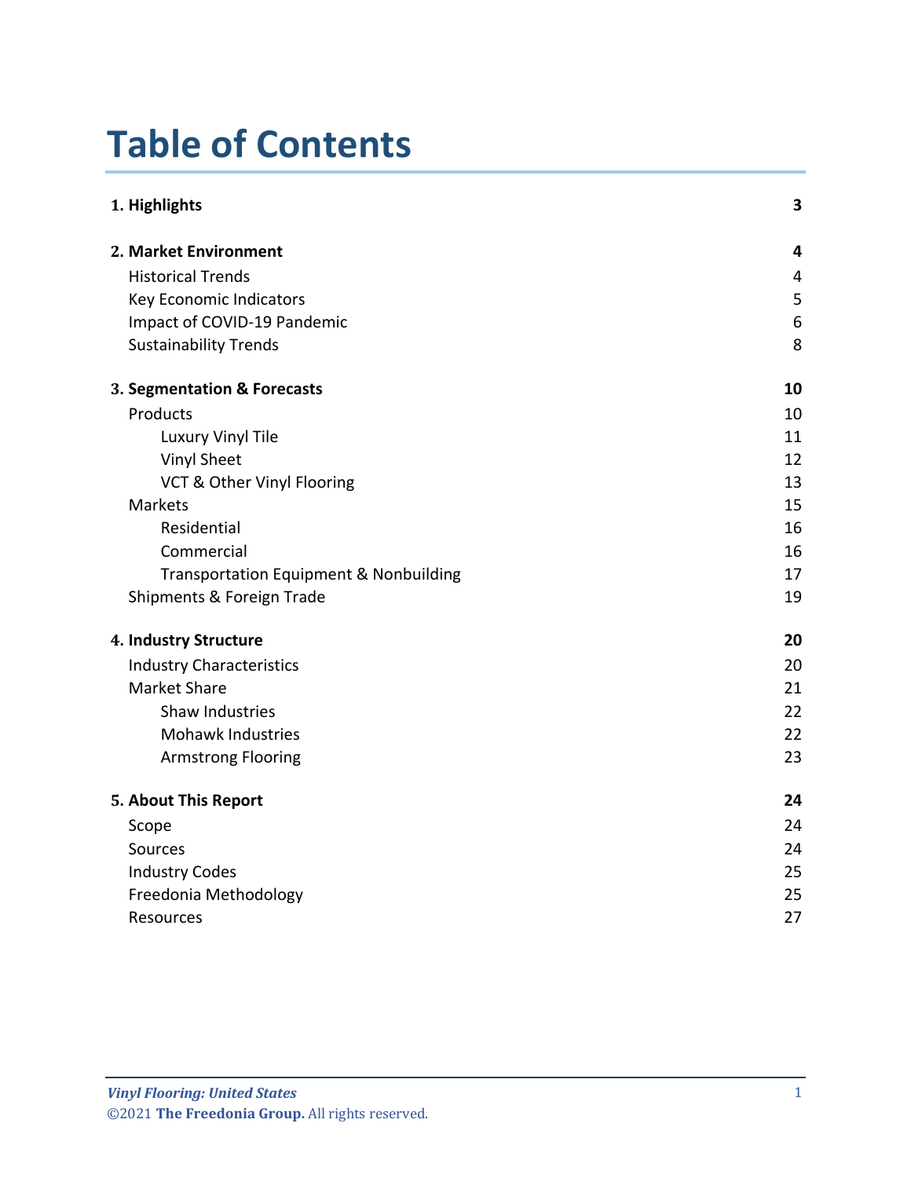# Table of Contents

| | |
|---|---|
| **1. Highlights** | **3** |
| **2. Market Environment** | **4** |
| Historical Trends | 4 |
| Key Economic Indicators | 5 |
| Impact of COVID-19 Pandemic | 6 |
| Sustainability Trends | 8 |
| **3. Segmentation & Forecasts** | **10** |
| Products | 10 |
| Luxury Vinyl Tile | 11 |
| Vinyl Sheet | 12 |
| VCT & Other Vinyl Flooring | 13 |
| Markets | 15 |
| Residential | 16 |
| Commercial | 16 |
| Transportation Equipment & Nonbuilding | 17 |
| Shipments & Foreign Trade | 19 |
| **4. Industry Structure** | **20** |
| Industry Characteristics | 20 |
| Market Share | 21 |
| Shaw Industries | 22 |
| Mohawk Industries | 22 |
| Armstrong Flooring | 23 |
| **5. About This Report** | **24** |
| Scope | 24 |
| Sources | 24 |
| Industry Codes | 25 |
| Freedonia Methodology | 25 |
| Resources | 27 |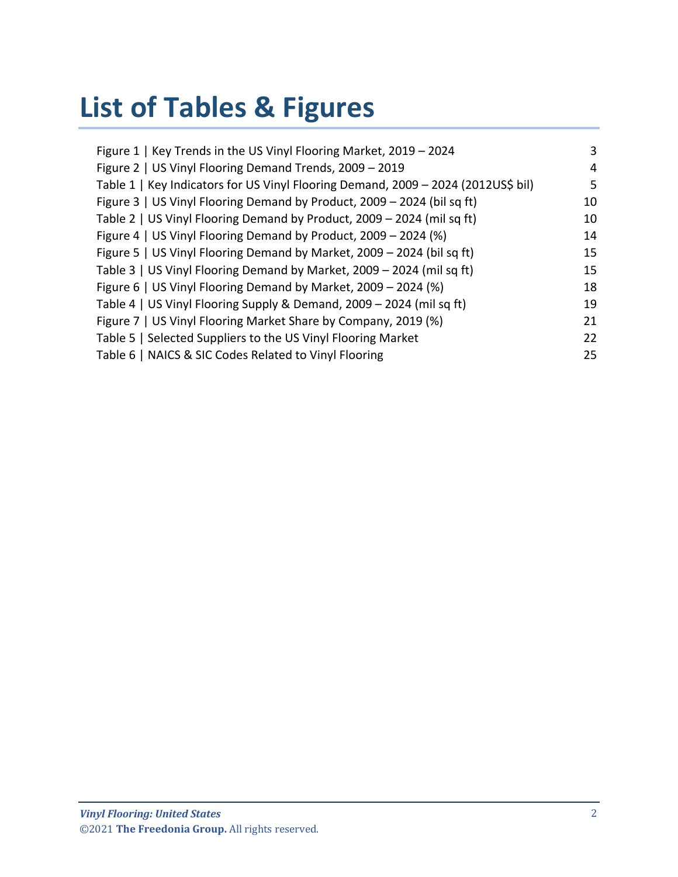# List of Tables & Figures

| | |
|---|---|
| Figure 1 \| Key Trends in the US Vinyl Flooring Market, 2019 – 2024 | 3 |
| Figure 2 \| US Vinyl Flooring Demand Trends, 2009 – 2019 | 4 |
| Table 1 \| Key Indicators for US Vinyl Flooring Demand, 2009 – 2024 (2012US$ bil) | 5 |
| Figure 3 \| US Vinyl Flooring Demand by Product, 2009 – 2024 (bil sq ft) | 10 |
| Table 2 \| US Vinyl Flooring Demand by Product, 2009 – 2024 (mil sq ft) | 10 |
| Figure 4 \| US Vinyl Flooring Demand by Product, 2009 – 2024 (%) | 14 |
| Figure 5 \| US Vinyl Flooring Demand by Market, 2009 – 2024 (bil sq ft) | 15 |
| Table 3 \| US Vinyl Flooring Demand by Market, 2009 – 2024 (mil sq ft) | 15 |
| Figure 6 \| US Vinyl Flooring Demand by Market, 2009 – 2024 (%) | 18 |
| Table 4 \| US Vinyl Flooring Supply & Demand, 2009 – 2024 (mil sq ft) | 19 |
| Figure 7 \| US Vinyl Flooring Market Share by Company, 2019 (%) | 21 |
| Table 5 \| Selected Suppliers to the US Vinyl Flooring Market | 22 |
| Table 6 \| NAICS & SIC Codes Related to Vinyl Flooring | 25 |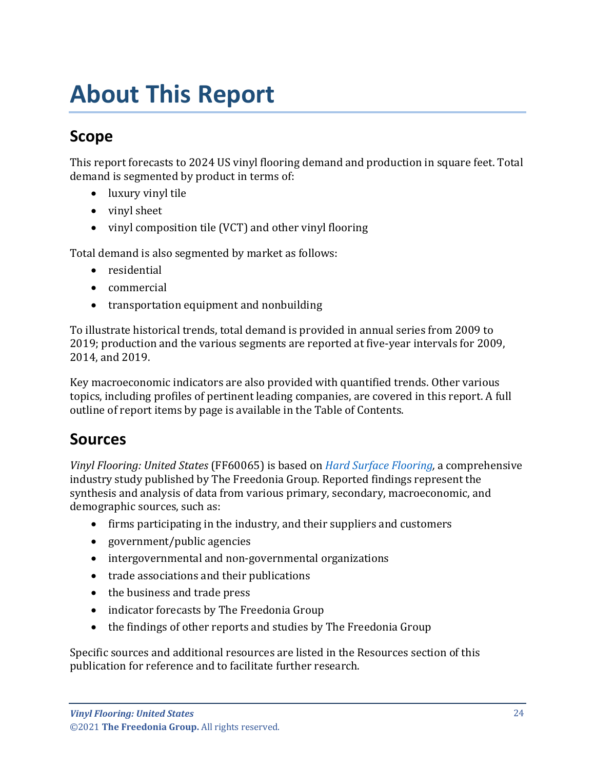# About This Report

## Scope

This report forecasts to 2024 US vinyl flooring demand and production in square feet. Total demand is segmented by product in terms of:

- luxury vinyl tile
- vinyl sheet
- vinyl composition tile (VCT) and other vinyl flooring

Total demand is also segmented by market as follows:

- residential
- commercial
- transportation equipment and nonbuilding

To illustrate historical trends, total demand is provided in annual series from 2009 to 2019; production and the various segments are reported at five-year intervals for 2009, 2014, and 2019.

Key macroeconomic indicators are also provided with quantified trends. Other various topics, including profiles of pertinent leading companies, are covered in this report. A full outline of report items by page is available in the Table of Contents.

## Sources

*Vinyl Flooring: United States* (FF60065) is based on *Hard Surface Flooring,* a comprehensive industry study published by The Freedonia Group. Reported findings represent the synthesis and analysis of data from various primary, secondary, macroeconomic, and demographic sources, such as:

- firms participating in the industry, and their suppliers and customers
- government/public agencies
- intergovernmental and non-governmental organizations
- trade associations and their publications
- the business and trade press
- indicator forecasts by The Freedonia Group
- the findings of other reports and studies by The Freedonia Group

Specific sources and additional resources are listed in the Resources section of this publication for reference and to facilitate further research.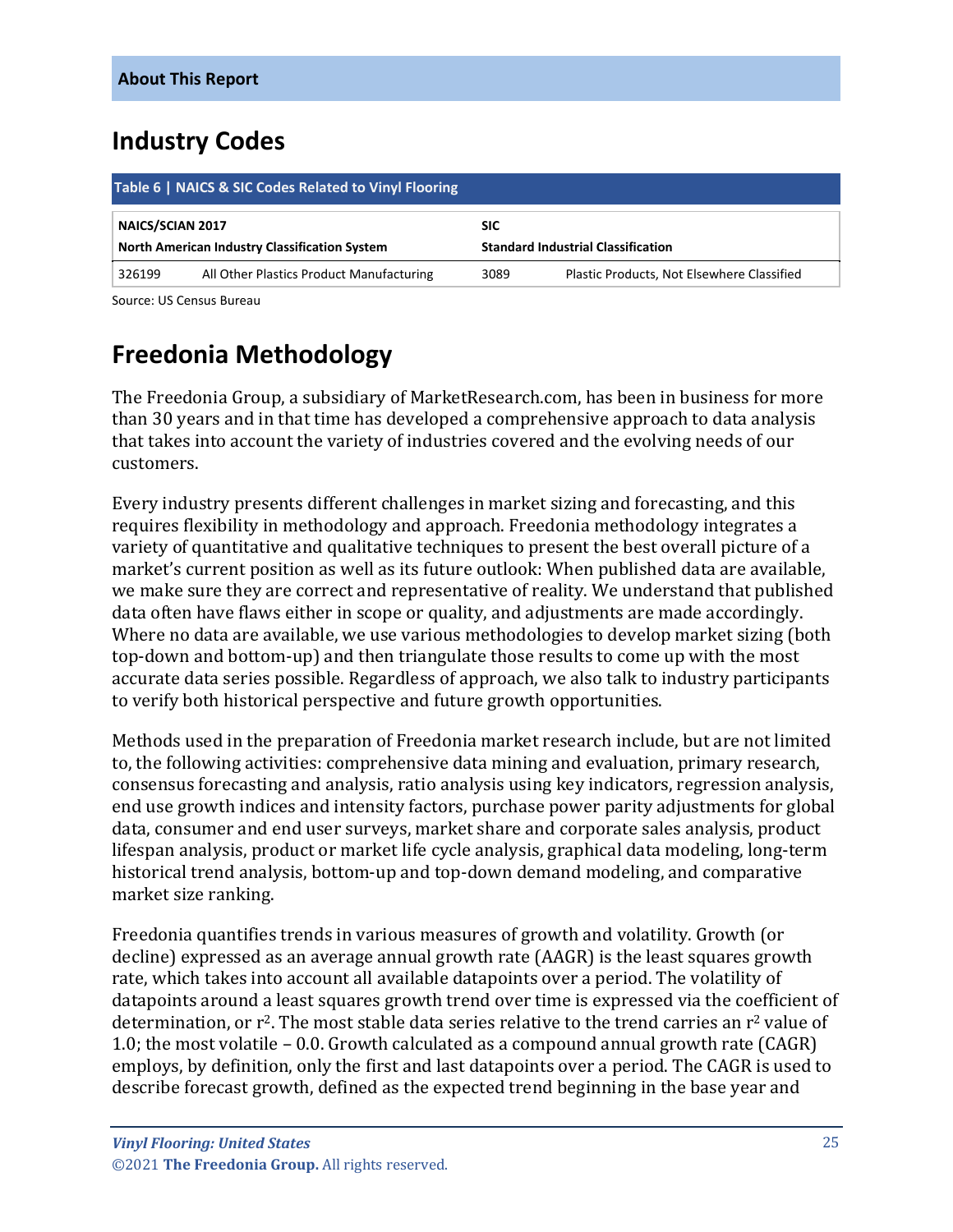## Industry Codes

**Table 6 | NAICS & SIC Codes Related to Vinyl Flooring**

| NAICS/SCIAN 2017<br>North American Industry Classification System | | SIC<br>Standard Industrial Classification | |
|---|---|---|---|
| 326199 | All Other Plastics Product Manufacturing | 3089 | Plastic Products, Not Elsewhere Classified |

Source: US Census Bureau

## Freedonia Methodology

The Freedonia Group, a subsidiary of MarketResearch.com, has been in business for more than 30 years and in that time has developed a comprehensive approach to data analysis that takes into account the variety of industries covered and the evolving needs of our customers.

Every industry presents different challenges in market sizing and forecasting, and this requires flexibility in methodology and approach. Freedonia methodology integrates a variety of quantitative and qualitative techniques to present the best overall picture of a market's current position as well as its future outlook: When published data are available, we make sure they are correct and representative of reality. We understand that published data often have flaws either in scope or quality, and adjustments are made accordingly. Where no data are available, we use various methodologies to develop market sizing (both top-down and bottom-up) and then triangulate those results to come up with the most accurate data series possible. Regardless of approach, we also talk to industry participants to verify both historical perspective and future growth opportunities.

Methods used in the preparation of Freedonia market research include, but are not limited to, the following activities: comprehensive data mining and evaluation, primary research, consensus forecasting and analysis, ratio analysis using key indicators, regression analysis, end use growth indices and intensity factors, purchase power parity adjustments for global data, consumer and end user surveys, market share and corporate sales analysis, product lifespan analysis, product or market life cycle analysis, graphical data modeling, long-term historical trend analysis, bottom-up and top-down demand modeling, and comparative market size ranking.

Freedonia quantifies trends in various measures of growth and volatility. Growth (or decline) expressed as an average annual growth rate (AAGR) is the least squares growth rate, which takes into account all available datapoints over a period. The volatility of datapoints around a least squares growth trend over time is expressed via the coefficient of determination, or $r^2$. The most stable data series relative to the trend carries an $r^2$ value of 1.0; the most volatile – 0.0. Growth calculated as a compound annual growth rate (CAGR) employs, by definition, only the first and last datapoints over a period. The CAGR is used to describe forecast growth, defined as the expected trend beginning in the base year and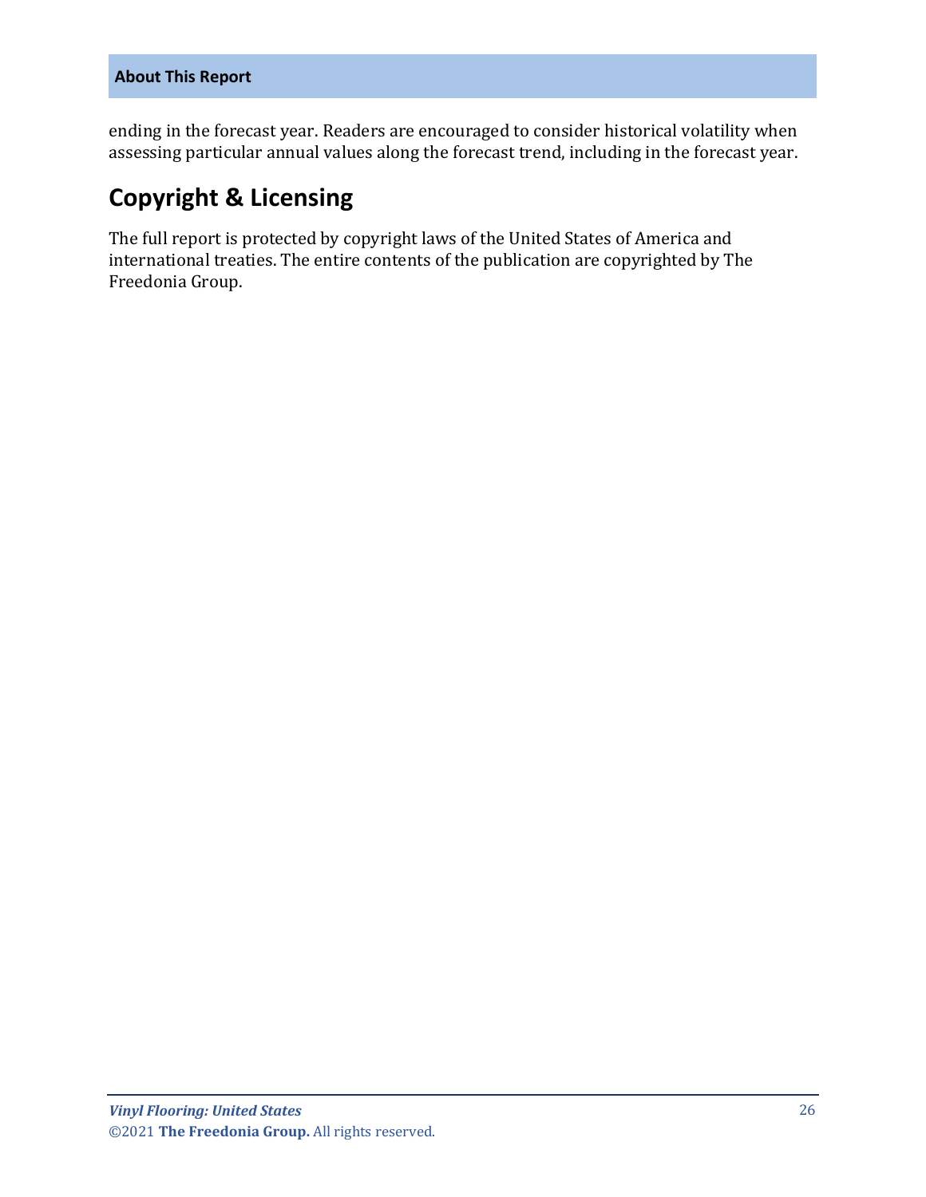ending in the forecast year. Readers are encouraged to consider historical volatility when assessing particular annual values along the forecast trend, including in the forecast year.

## Copyright & Licensing

The full report is protected by copyright laws of the United States of America and international treaties. The entire contents of the publication are copyrighted by The Freedonia Group.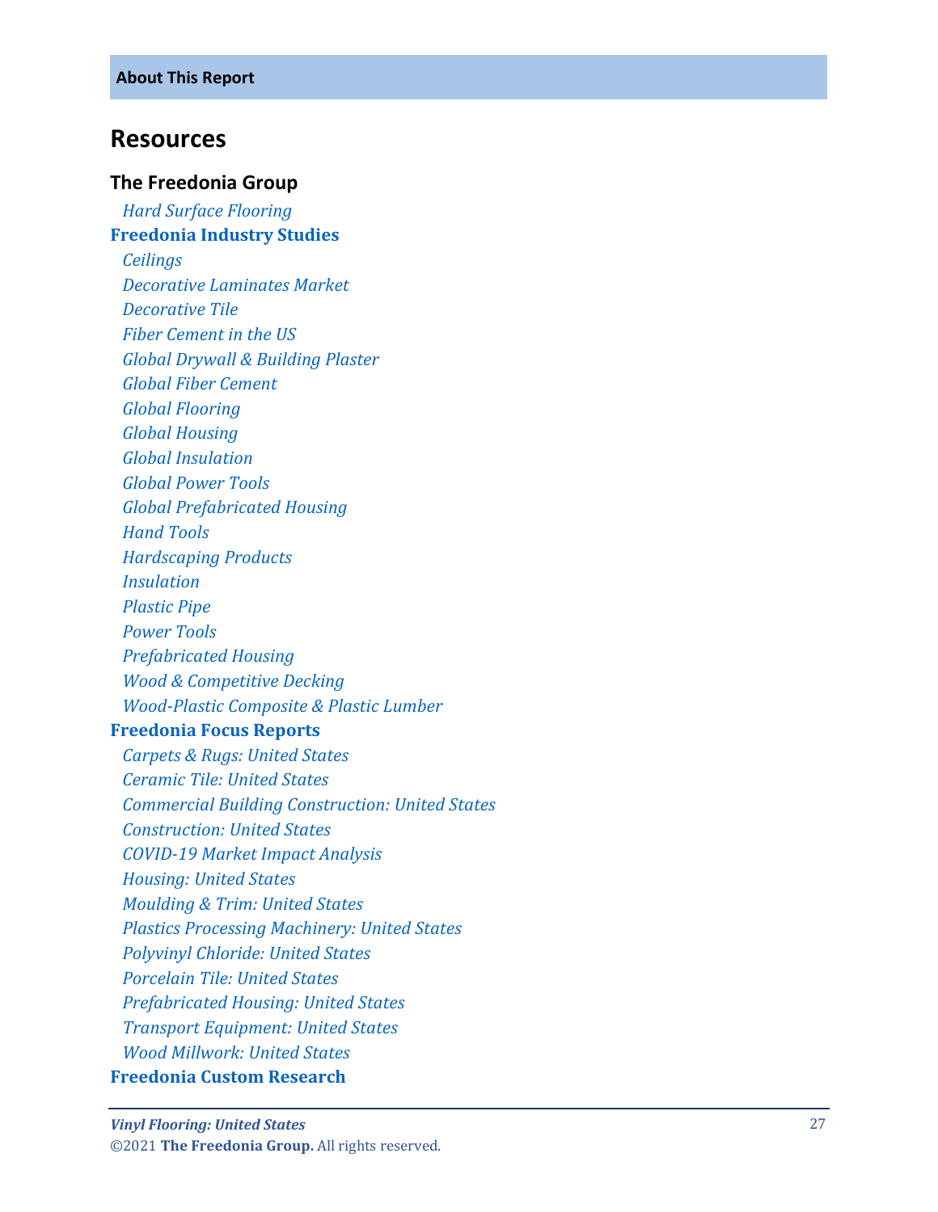## Resources

### The Freedonia Group

*Hard Surface Flooring*

**Freedonia Industry Studies**

*Ceilings*
*Decorative Laminates Market*
*Decorative Tile*
*Fiber Cement in the US*
*Global Drywall & Building Plaster*
*Global Fiber Cement*
*Global Flooring*
*Global Housing*
*Global Insulation*
*Global Power Tools*
*Global Prefabricated Housing*
*Hand Tools*
*Hardscaping Products*
*Insulation*
*Plastic Pipe*
*Power Tools*
*Prefabricated Housing*
*Wood & Competitive Decking*
*Wood-Plastic Composite & Plastic Lumber*

**Freedonia Focus Reports**

*Carpets & Rugs: United States*
*Ceramic Tile: United States*
*Commercial Building Construction: United States*
*Construction: United States*
*COVID-19 Market Impact Analysis*
*Housing: United States*
*Moulding & Trim: United States*
*Plastics Processing Machinery: United States*
*Polyvinyl Chloride: United States*
*Porcelain Tile: United States*
*Prefabricated Housing: United States*
*Transport Equipment: United States*
*Wood Millwork: United States*

**Freedonia Custom Research**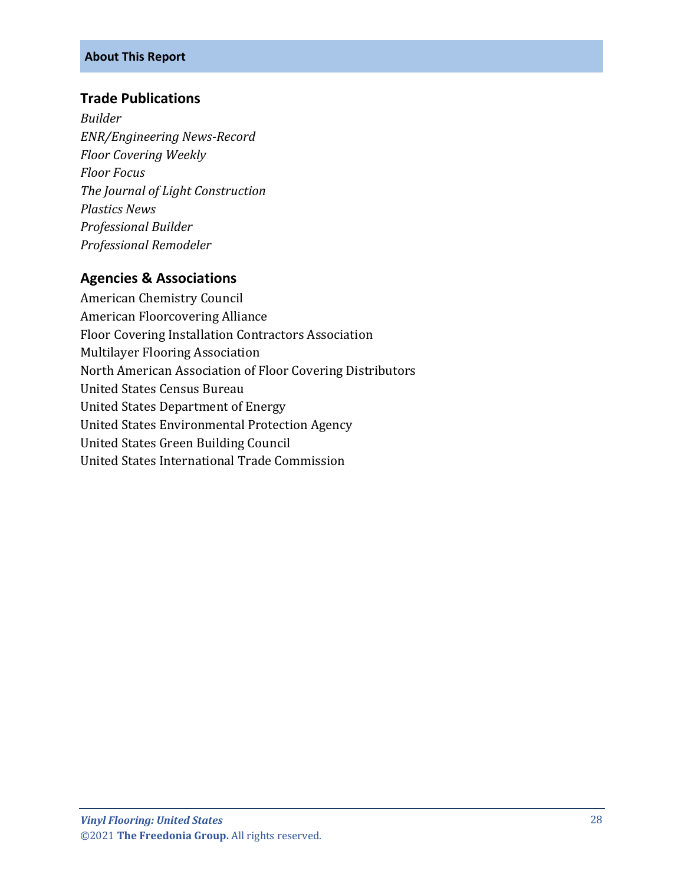## Trade Publications

*Builder*
*ENR/Engineering News-Record*
*Floor Covering Weekly*
*Floor Focus*
*The Journal of Light Construction*
*Plastics News*
*Professional Builder*
*Professional Remodeler*

## Agencies & Associations

American Chemistry Council
American Floorcovering Alliance
Floor Covering Installation Contractors Association
Multilayer Flooring Association
North American Association of Floor Covering Distributors
United States Census Bureau
United States Department of Energy
United States Environmental Protection Agency
United States Green Building Council
United States International Trade Commission